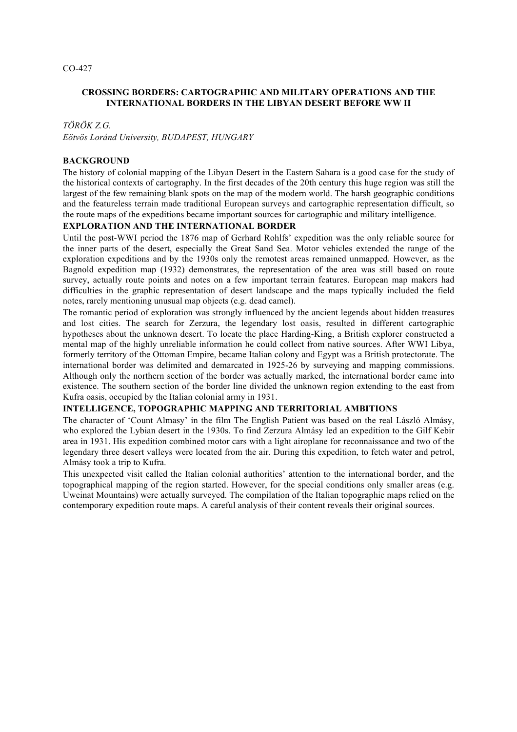CO-427

# CROSSING BORDERS: CARTOGRAPHIC AND MILITARY OPERATIONS AND THE INTERNATIONAL BORDERS IN THE LIBYAN DESERT BEFORE WW II

*TÖRÖK Z.G.*

*Eötvös Loránd University, BUDAPEST, HUNGARY*

## BACKGROUND

The history of colonial mapping of the Libyan Desert in the Eastern Sahara is a good case for the study of the historical contexts of cartography. In the first decades of the 20th century this huge region was still the largest of the few remaining blank spots on the map of the modern world. The harsh geographic conditions and the featureless terrain made traditional European surveys and cartographic representation difficult, so the route maps of the expeditions became important sources for cartographic and military intelligence.

## EXPLORATION AND THE INTERNATIONAL BORDER

Until the post-WWI period the 1876 map of Gerhard Rohlfs' expedition was the only reliable source for the inner parts of the desert, especially the Great Sand Sea. Motor vehicles extended the range of the exploration expeditions and by the 1930s only the remotest areas remained unmapped. However, as the Bagnold expedition map (1932) demonstrates, the representation of the area was still based on route survey, actually route points and notes on a few important terrain features. European map makers had difficulties in the graphic representation of desert landscape and the maps typically included the field notes, rarely mentioning unusual map objects (e.g. dead camel).

The romantic period of exploration was strongly influenced by the ancient legends about hidden treasures and lost cities. The search for Zerzura, the legendary lost oasis, resulted in different cartographic hypotheses about the unknown desert. To locate the place Harding-King, a British explorer constructed a mental map of the highly unreliable information he could collect from native sources. After WWI Libya, formerly territory of the Ottoman Empire, became Italian colony and Egypt was a British protectorate. The international border was delimited and demarcated in 1925-26 by surveying and mapping commissions. Although only the northern section of the border was actually marked, the international border came into existence. The southern section of the border line divided the unknown region extending to the east from Kufra oasis, occupied by the Italian colonial army in 1931.

## INTELLIGENCE, TOPOGRAPHIC MAPPING AND TERRITORIAL AMBITIONS

The character of 'Count Almasy' in the film The English Patient was based on the real László Almásy, who explored the Lybian desert in the 1930s. To find Zerzura Almásy led an expedition to the Gilf Kebir area in 1931. His expedition combined motor cars with a light airoplane for reconnaissance and two of the legendary three desert valleys were located from the air. During this expedition, to fetch water and petrol, Almásy took a trip to Kufra.

This unexpected visit called the Italian colonial authorities' attention to the international border, and the topographical mapping of the region started. However, for the special conditions only smaller areas (e.g. Uweinat Mountains) were actually surveyed. The compilation of the Italian topographic maps relied on the contemporary expedition route maps. A careful analysis of their content reveals their original sources.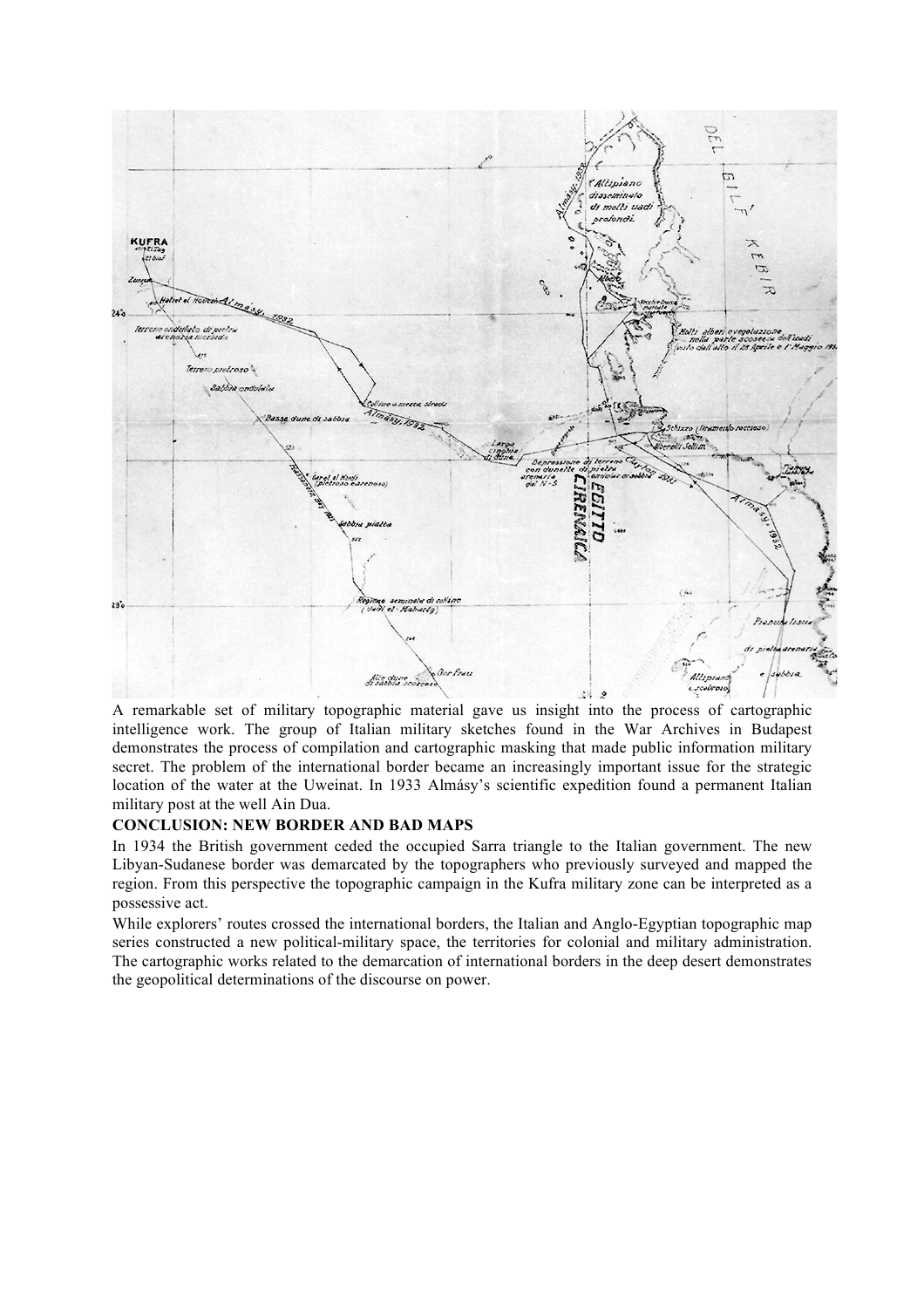A remarkable set of military topographic material gave us insight into the process of cartographic intelligence work. The group of Italian military sketches found in the War Archives in Budapest demonstrates the process of compilation and cartographic masking that made public information military secret. The problem of the international border became an increasingly important issue for the strategic location of the water at the Uweinat. In 1933 Almásy's scientific expedition found a permanent Italian military post at the well Ain Dua.

**CONCLUSION: NEW BORDER AND BAD MAPS**

In 1934 the British government ceded the occupied Sarra triangle to the Italian government. The new Libyan-Sudanese border was demarcated by the topographers who previously surveyed and mapped the region. From this perspective the topographic campaign in the Kufra military zone can be interpreted as a possessive act.

While explorers' routes crossed the international borders, the Italian and Anglo-Egyptian topographic map series constructed a new political-military space, the territories for colonial and military administration. The cartographic works related to the demarcation of international borders in the deep desert demonstrates the geopolitical determinations of the discourse on power.